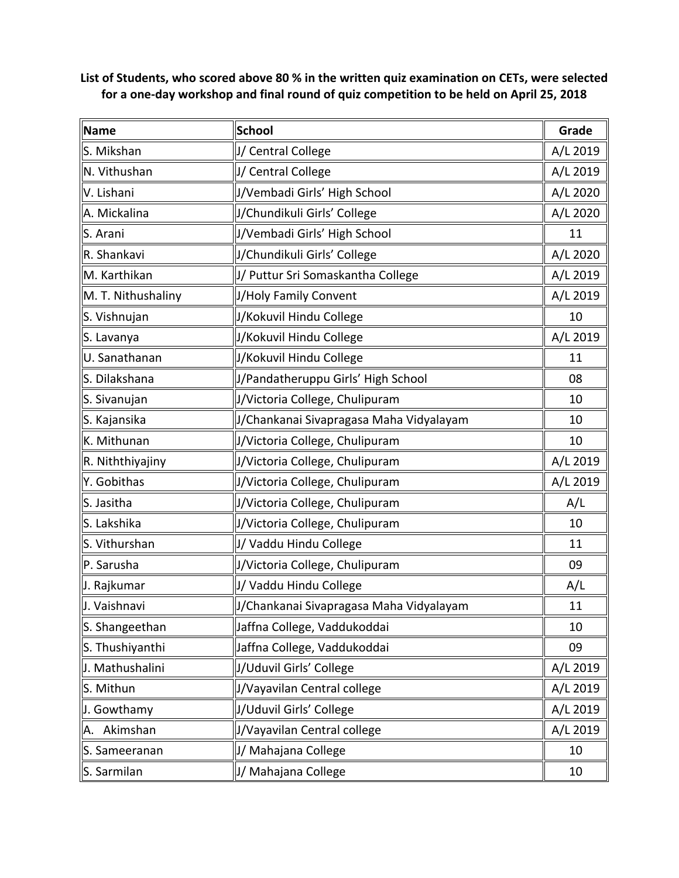**List of Students, who scored above 80 % in the written quiz examination on CETs, were selected for a one-day workshop and final round of quiz competition to be held on April 25, 2018**

| Name | School | Grade |
|---|---|---|
| S. Mikshan | J/ Central College | A/L 2019 |
| N. Vithushan | J/ Central College | A/L 2019 |
| V. Lishani | J/Vembadi Girls' High School | A/L 2020 |
| A. Mickalina | J/Chundikuli Girls' College | A/L 2020 |
| S. Arani | J/Vembadi Girls' High School | 11 |
| R. Shankavi | J/Chundikuli Girls' College | A/L 2020 |
| M. Karthikan | J/ Puttur Sri Somaskantha College | A/L 2019 |
| M. T. Nithushaliny | J/Holy Family Convent | A/L 2019 |
| S. Vishnujan | J/Kokuvil Hindu College | 10 |
| S. Lavanya | J/Kokuvil Hindu College | A/L 2019 |
| U. Sanathanan | J/Kokuvil Hindu College | 11 |
| S. Dilakshana | J/Pandatheruppu Girls' High School | 08 |
| S. Sivanujan | J/Victoria College, Chulipuram | 10 |
| S. Kajansika | J/Chankanai Sivapragasa Maha Vidyalayam | 10 |
| K. Mithunan | J/Victoria College, Chulipuram | 10 |
| R. Niththiyajiny | J/Victoria College, Chulipuram | A/L 2019 |
| Y. Gobithas | J/Victoria College, Chulipuram | A/L 2019 |
| S. Jasitha | J/Victoria College, Chulipuram | A/L |
| S. Lakshika | J/Victoria College, Chulipuram | 10 |
| S. Vithurshan | J/ Vaddu Hindu College | 11 |
| P. Sarusha | J/Victoria College, Chulipuram | 09 |
| J. Rajkumar | J/ Vaddu Hindu College | A/L |
| J. Vaishnavi | J/Chankanai Sivapragasa Maha Vidyalayam | 11 |
| S. Shangeethan | Jaffna College, Vaddukoddai | 10 |
| S. Thushiyanthi | Jaffna College, Vaddukoddai | 09 |
| J. Mathushalini | J/Uduvil Girls' College | A/L 2019 |
| S. Mithun | J/Vayavilan Central college | A/L 2019 |
| J. Gowthamy | J/Uduvil Girls' College | A/L 2019 |
| A. Akimshan | J/Vayavilan Central college | A/L 2019 |
| S. Sameeranan | J/ Mahajana College | 10 |
| S. Sarmilan | J/ Mahajana College | 10 |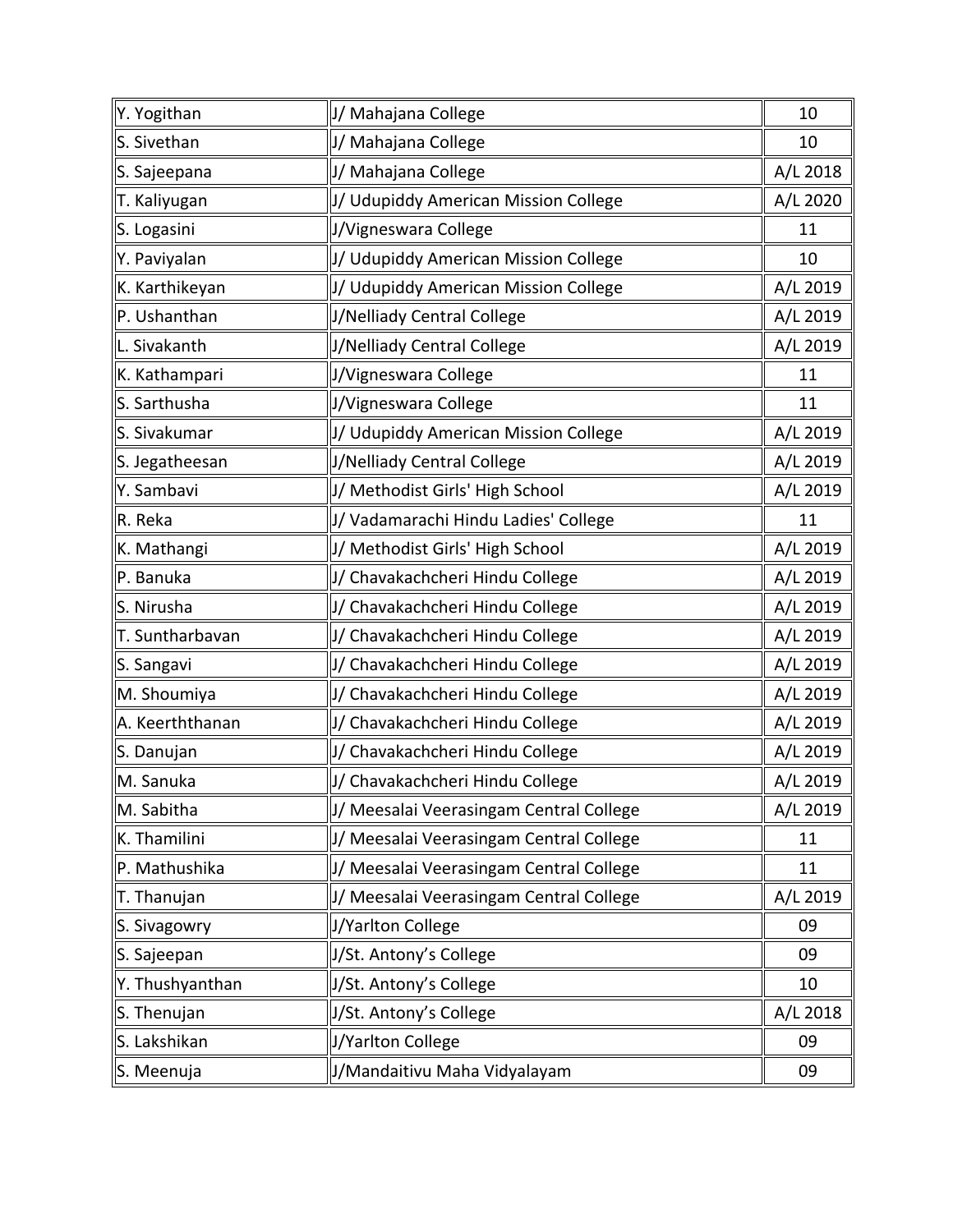| | | |
|---|---|---|
| Y. Yogithan | J/ Mahajana College | 10 |
| S. Sivethan | J/ Mahajana College | 10 |
| S. Sajeepana | J/ Mahajana College | A/L 2018 |
| T. Kaliyugan | J/ Udupiddy American Mission College | A/L 2020 |
| S. Logasini | J/Vigneswara College | 11 |
| Y. Paviyalan | J/ Udupiddy American Mission College | 10 |
| K. Karthikeyan | J/ Udupiddy American Mission College | A/L 2019 |
| P. Ushanthan | J/Nelliady Central College | A/L 2019 |
| L. Sivakanth | J/Nelliady Central College | A/L 2019 |
| K. Kathampari | J/Vigneswara College | 11 |
| S. Sarthusha | J/Vigneswara College | 11 |
| S. Sivakumar | J/ Udupiddy American Mission College | A/L 2019 |
| S. Jegatheesan | J/Nelliady Central College | A/L 2019 |
| Y. Sambavi | J/ Methodist Girls' High School | A/L 2019 |
| R. Reka | J/ Vadamarachi Hindu Ladies' College | 11 |
| K. Mathangi | J/ Methodist Girls' High School | A/L 2019 |
| P. Banuka | J/ Chavakachcheri Hindu College | A/L 2019 |
| S. Nirusha | J/ Chavakachcheri Hindu College | A/L 2019 |
| T. Suntharbavan | J/ Chavakachcheri Hindu College | A/L 2019 |
| S. Sangavi | J/ Chavakachcheri Hindu College | A/L 2019 |
| M. Shoumiya | J/ Chavakachcheri Hindu College | A/L 2019 |
| A. Keerththanan | J/ Chavakachcheri Hindu College | A/L 2019 |
| S. Danujan | J/ Chavakachcheri Hindu College | A/L 2019 |
| M. Sanuka | J/ Chavakachcheri Hindu College | A/L 2019 |
| M. Sabitha | J/ Meesalai Veerasingam Central College | A/L 2019 |
| K. Thamilini | J/ Meesalai Veerasingam Central College | 11 |
| P. Mathushika | J/ Meesalai Veerasingam Central College | 11 |
| T. Thanujan | J/ Meesalai Veerasingam Central College | A/L 2019 |
| S. Sivagowry | J/Yarlton College | 09 |
| S. Sajeepan | J/St. Antony's College | 09 |
| Y. Thushyanthan | J/St. Antony's College | 10 |
| S. Thenujan | J/St. Antony's College | A/L 2018 |
| S. Lakshikan | J/Yarlton College | 09 |
| S. Meenuja | J/Mandaitivu Maha Vidyalayam | 09 |